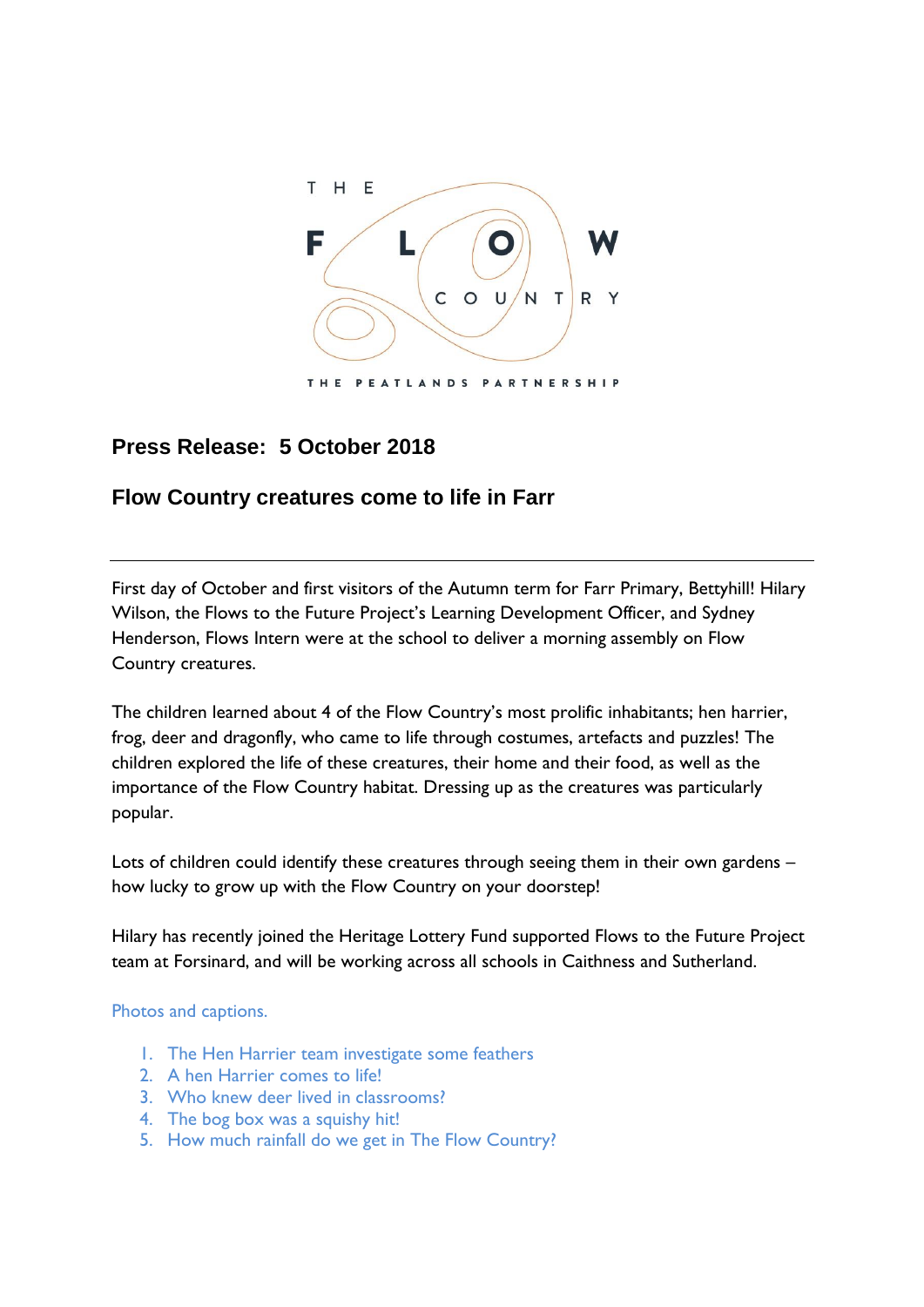THE FLOW COUNTRY

THE PEATLANDS PARTNERSHIP

## Press Release: 5 October 2018

## Flow Country creatures come to life in Farr

---

First day of October and first visitors of the Autumn term for Farr Primary, Bettyhill! Hilary Wilson, the Flows to the Future Project's Learning Development Officer, and Sydney Henderson, Flows Intern were at the school to deliver a morning assembly on Flow Country creatures.

The children learned about 4 of the Flow Country's most prolific inhabitants; hen harrier, frog, deer and dragonfly, who came to life through costumes, artefacts and puzzles! The children explored the life of these creatures, their home and their food, as well as the importance of the Flow Country habitat. Dressing up as the creatures was particularly popular.

Lots of children could identify these creatures through seeing them in their own gardens – how lucky to grow up with the Flow Country on your doorstep!

Hilary has recently joined the Heritage Lottery Fund supported Flows to the Future Project team at Forsinard, and will be working across all schools in Caithness and Sutherland.

Photos and captions.

1. The Hen Harrier team investigate some feathers
2. A hen Harrier comes to life!
3. Who knew deer lived in classrooms?
4. The bog box was a squishy hit!
5. How much rainfall do we get in The Flow Country?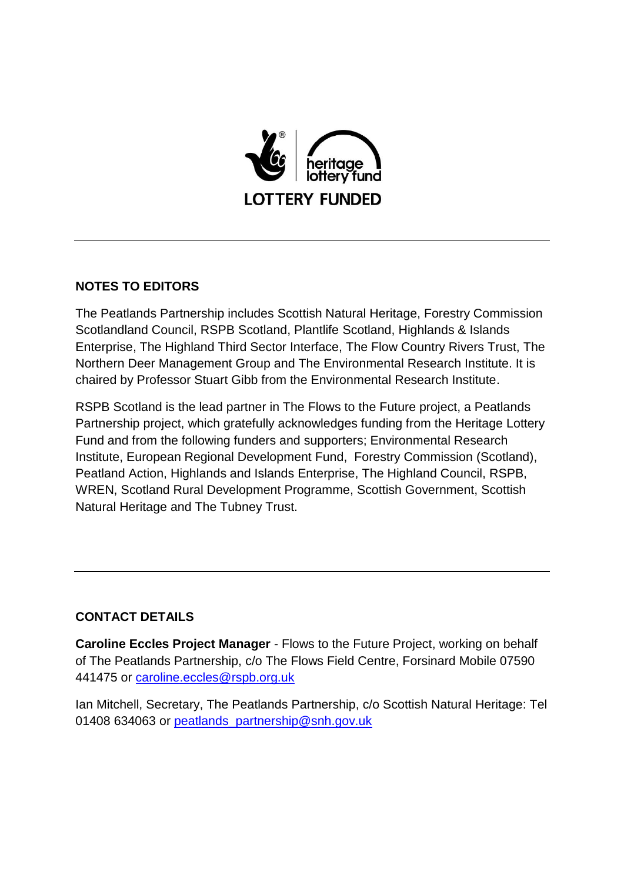heritage lottery fund

LOTTERY FUNDED

---

**NOTES TO EDITORS**

The Peatlands Partnership includes Scottish Natural Heritage, Forestry Commission Scotlandland Council, RSPB Scotland, Plantlife Scotland, Highlands & Islands Enterprise, The Highland Third Sector Interface, The Flow Country Rivers Trust, The Northern Deer Management Group and The Environmental Research Institute. It is chaired by Professor Stuart Gibb from the Environmental Research Institute.

RSPB Scotland is the lead partner in The Flows to the Future project, a Peatlands Partnership project, which gratefully acknowledges funding from the Heritage Lottery Fund and from the following funders and supporters; Environmental Research Institute, European Regional Development Fund, Forestry Commission (Scotland), Peatland Action, Highlands and Islands Enterprise, The Highland Council, RSPB, WREN, Scotland Rural Development Programme, Scottish Government, Scottish Natural Heritage and The Tubney Trust.

---

**CONTACT DETAILS**

**Caroline Eccles Project Manager** - Flows to the Future Project, working on behalf of The Peatlands Partnership, c/o The Flows Field Centre, Forsinard Mobile 07590 441475 or caroline.eccles@rspb.org.uk

Ian Mitchell, Secretary, The Peatlands Partnership, c/o Scottish Natural Heritage: Tel 01408 634063 or peatlands_partnership@snh.gov.uk